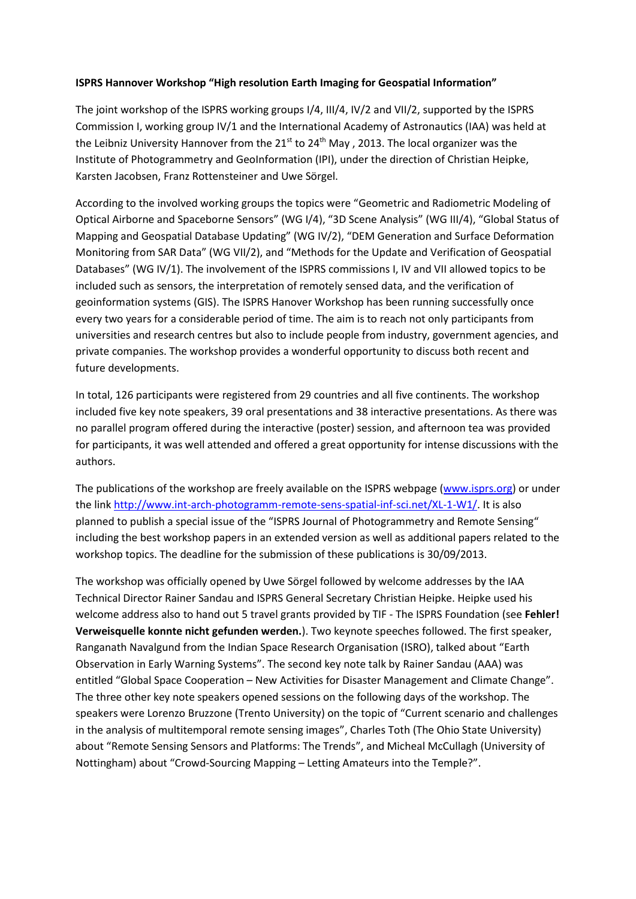**ISPRS Hannover Workshop "High resolution Earth Imaging for Geospatial Information"**

The joint workshop of the ISPRS working groups I/4, III/4, IV/2 and VII/2, supported by the ISPRS Commission I, working group IV/1 and the International Academy of Astronautics (IAA) was held at the Leibniz University Hannover from the 21st to 24th May , 2013. The local organizer was the Institute of Photogrammetry and GeoInformation (IPI), under the direction of Christian Heipke, Karsten Jacobsen, Franz Rottensteiner and Uwe Sörgel.

According to the involved working groups the topics were "Geometric and Radiometric Modeling of Optical Airborne and Spaceborne Sensors" (WG I/4), "3D Scene Analysis" (WG III/4), "Global Status of Mapping and Geospatial Database Updating" (WG IV/2), "DEM Generation and Surface Deformation Monitoring from SAR Data" (WG VII/2), and "Methods for the Update and Verification of Geospatial Databases" (WG IV/1). The involvement of the ISPRS commissions I, IV and VII allowed topics to be included such as sensors, the interpretation of remotely sensed data, and the verification of geoinformation systems (GIS). The ISPRS Hanover Workshop has been running successfully once every two years for a considerable period of time. The aim is to reach not only participants from universities and research centres but also to include people from industry, government agencies, and private companies. The workshop provides a wonderful opportunity to discuss both recent and future developments.

In total, 126 participants were registered from 29 countries and all five continents. The workshop included five key note speakers, 39 oral presentations and 38 interactive presentations. As there was no parallel program offered during the interactive (poster) session, and afternoon tea was provided for participants, it was well attended and offered a great opportunity for intense discussions with the authors.

The publications of the workshop are freely available on the ISPRS webpage (www.isprs.org) or under the link http://www.int-arch-photogramm-remote-sens-spatial-inf-sci.net/XL-1-W1/. It is also planned to publish a special issue of the "ISPRS Journal of Photogrammetry and Remote Sensing" including the best workshop papers in an extended version as well as additional papers related to the workshop topics. The deadline for the submission of these publications is 30/09/2013.

The workshop was officially opened by Uwe Sörgel followed by welcome addresses by the IAA Technical Director Rainer Sandau and ISPRS General Secretary Christian Heipke. Heipke used his welcome address also to hand out 5 travel grants provided by TIF - The ISPRS Foundation (see **Fehler! Verweisquelle konnte nicht gefunden werden.**). Two keynote speeches followed. The first speaker, Ranganath Navalgund from the Indian Space Research Organisation (ISRO), talked about "Earth Observation in Early Warning Systems". The second key note talk by Rainer Sandau (AAA) was entitled "Global Space Cooperation – New Activities for Disaster Management and Climate Change". The three other key note speakers opened sessions on the following days of the workshop. The speakers were Lorenzo Bruzzone (Trento University) on the topic of "Current scenario and challenges in the analysis of multitemporal remote sensing images", Charles Toth (The Ohio State University) about "Remote Sensing Sensors and Platforms: The Trends", and Micheal McCullagh (University of Nottingham) about "Crowd-Sourcing Mapping – Letting Amateurs into the Temple?".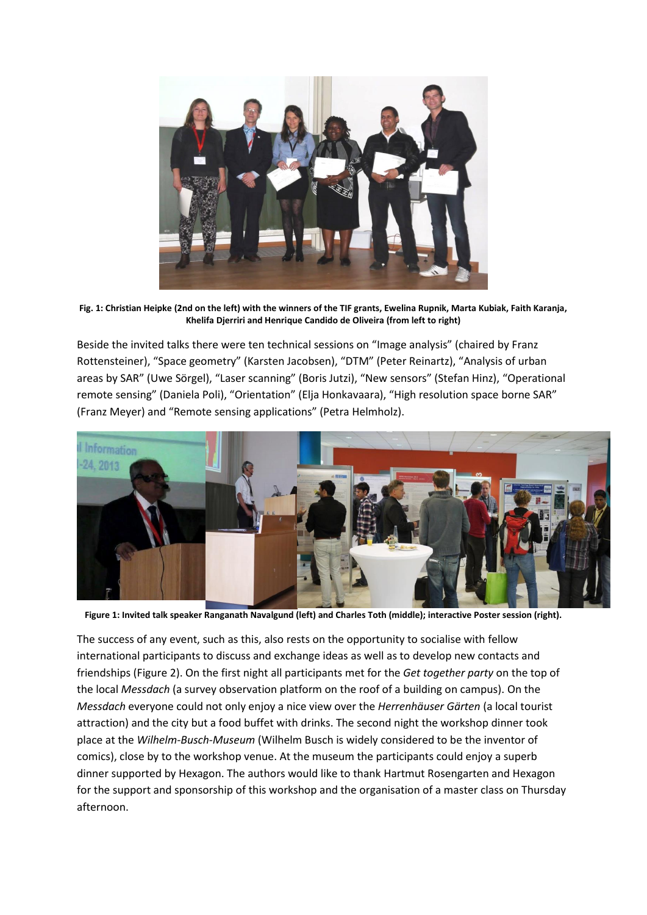**Fig. 1: Christian Heipke (2nd on the left) with the winners of the TIF grants, Ewelina Rupnik, Marta Kubiak, Faith Karanja, Khelifa Djerriri and Henrique Candido de Oliveira (from left to right)**

Beside the invited talks there were ten technical sessions on "Image analysis" (chaired by Franz Rottensteiner), "Space geometry" (Karsten Jacobsen), "DTM" (Peter Reinartz), "Analysis of urban areas by SAR" (Uwe Sörgel), "Laser scanning" (Boris Jutzi), "New sensors" (Stefan Hinz), "Operational remote sensing" (Daniela Poli), "Orientation" (Elja Honkavaara), "High resolution space borne SAR" (Franz Meyer) and "Remote sensing applications" (Petra Helmholz).

**Figure 1: Invited talk speaker Ranganath Navalgund (left) and Charles Toth (middle); interactive Poster session (right).**

The success of any event, such as this, also rests on the opportunity to socialise with fellow international participants to discuss and exchange ideas as well as to develop new contacts and friendships (Figure 2). On the first night all participants met for the *Get together party* on the top of the local *Messdach* (a survey observation platform on the roof of a building on campus). On the *Messdach* everyone could not only enjoy a nice view over the *Herrenhäuser Gärten* (a local tourist attraction) and the city but a food buffet with drinks. The second night the workshop dinner took place at the *Wilhelm-Busch-Museum* (Wilhelm Busch is widely considered to be the inventor of comics), close by to the workshop venue. At the museum the participants could enjoy a superb dinner supported by Hexagon. The authors would like to thank Hartmut Rosengarten and Hexagon for the support and sponsorship of this workshop and the organisation of a master class on Thursday afternoon.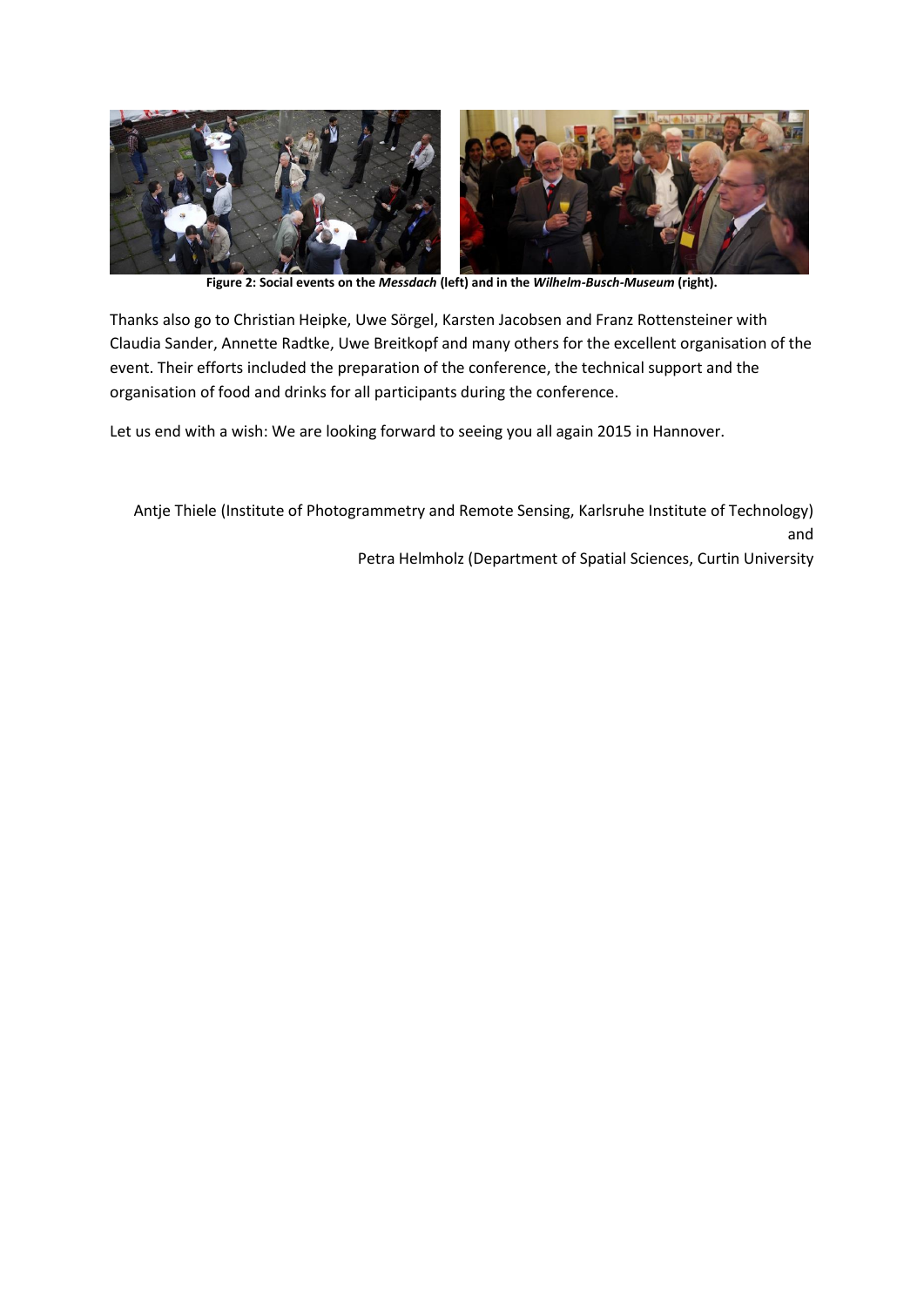**Figure 2: Social events on the *Messdach* (left) and in the *Wilhelm-Busch-Museum* (right).**

Thanks also go to Christian Heipke, Uwe Sörgel, Karsten Jacobsen and Franz Rottensteiner with Claudia Sander, Annette Radtke, Uwe Breitkopf and many others for the excellent organisation of the event. Their efforts included the preparation of the conference, the technical support and the organisation of food and drinks for all participants during the conference.

Let us end with a wish: We are looking forward to seeing you all again 2015 in Hannover.

Antje Thiele (Institute of Photogrammetry and Remote Sensing, Karlsruhe Institute of Technology) and

Petra Helmholz (Department of Spatial Sciences, Curtin University